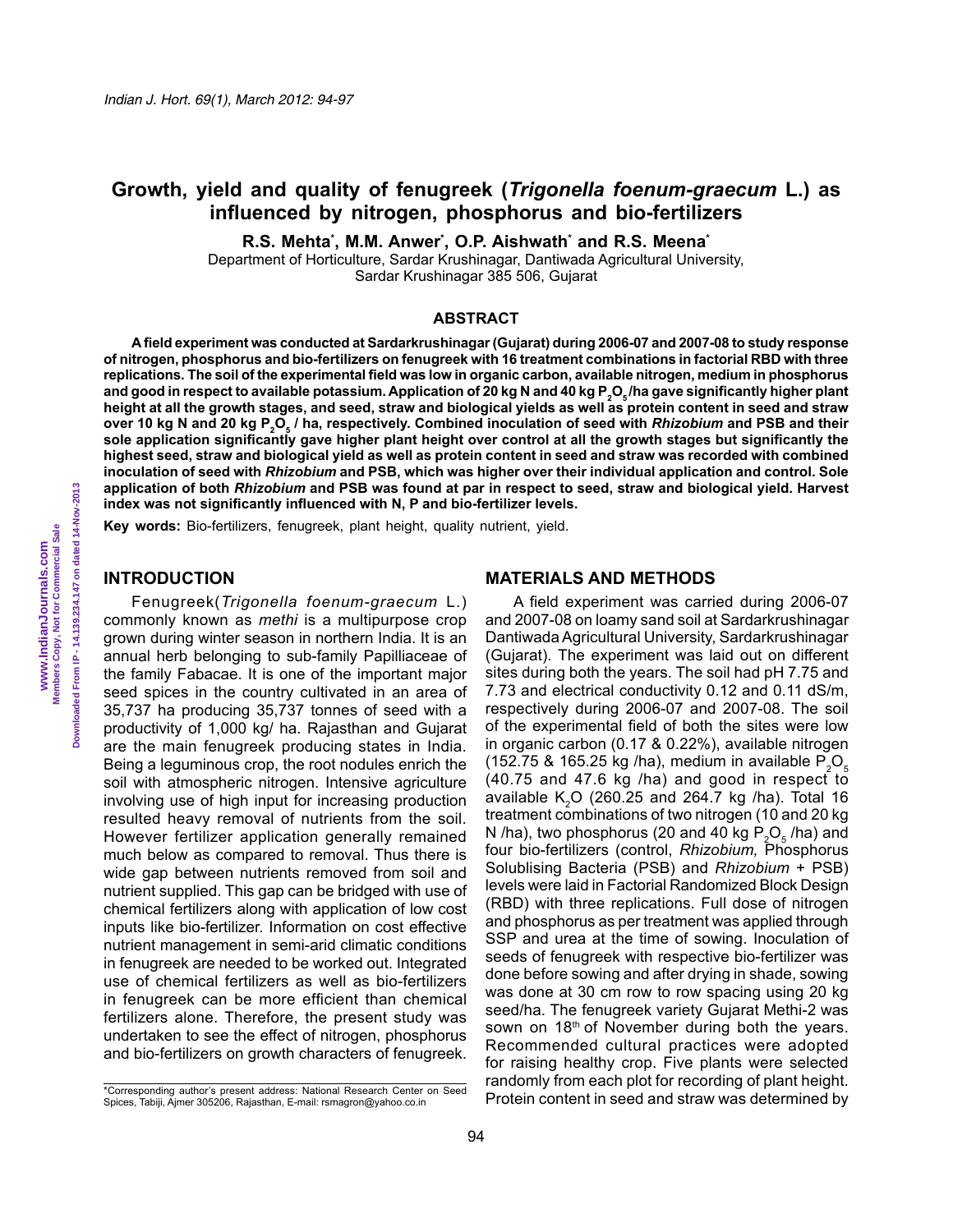# Growth, yield and quality of fenugreek (*Trigonella foenum-graecum* L.) as influenced by nitrogen, phosphorus and bio-fertilizers

**R.S. Mehta[\*], M.M. Anwer[\*], O.P. Aishwath[\*] and R.S. Meena[\*]**

Department of Horticulture, Sardar Krushinagar, Dantiwada Agricultural University, Sardar Krushinagar 385 506, Gujarat

## ABSTRACT

**A field experiment was conducted at Sardarkrushinagar (Gujarat) during 2006-07 and 2007-08 to study response of nitrogen, phosphorus and bio-fertilizers on fenugreek with 16 treatment combinations in factorial RBD with three replications. The soil of the experimental field was low in organic carbon, available nitrogen, medium in phosphorus and good in respect to available potassium. Application of 20 kg N and 40 kg $P_2O_5$/ha gave significantly higher plant height at all the growth stages, and seed, straw and biological yields as well as protein content in seed and straw over 10 kg N and 20 kg $P_2O_5$ / ha, respectively. Combined inoculation of seed with *Rhizobium* and PSB and their sole application significantly gave higher plant height over control at all the growth stages but significantly the highest seed, straw and biological yield as well as protein content in seed and straw was recorded with combined inoculation of seed with *Rhizobium* and PSB, which was higher over their individual application and control. Sole application of both *Rhizobium* and PSB was found at par in respect to seed, straw and biological yield. Harvest index was not significantly influenced with N, P and bio-fertilizer levels.**

**Key words:** Bio-fertilizers, fenugreek, plant height, quality nutrient, yield.

## INTRODUCTION

Fenugreek(*Trigonella foenum-graecum* L.) commonly known as *methi* is a multipurpose crop grown during winter season in northern India. It is an annual herb belonging to sub-family Papilliaceae of the family Fabacae. It is one of the important major seed spices in the country cultivated in an area of 35,737 ha producing 35,737 tonnes of seed with a productivity of 1,000 kg/ ha. Rajasthan and Gujarat are the main fenugreek producing states in India. Being a leguminous crop, the root nodules enrich the soil with atmospheric nitrogen. Intensive agriculture involving use of high input for increasing production resulted heavy removal of nutrients from the soil. However fertilizer application generally remained much below as compared to removal. Thus there is wide gap between nutrients removed from soil and nutrient supplied. This gap can be bridged with use of chemical fertilizers along with application of low cost inputs like bio-fertilizer. Information on cost effective nutrient management in semi-arid climatic conditions in fenugreek are needed to be worked out. Integrated use of chemical fertilizers as well as bio-fertilizers in fenugreek can be more efficient than chemical fertilizers alone. Therefore, the present study was undertaken to see the effect of nitrogen, phosphorus and bio-fertilizers on growth characters of fenugreek.

## MATERIALS AND METHODS

A field experiment was carried during 2006-07 and 2007-08 on loamy sand soil at Sardarkrushinagar Dantiwada Agricultural University, Sardarkrushinagar (Gujarat). The experiment was laid out on different sites during both the years. The soil had pH 7.75 and 7.73 and electrical conductivity 0.12 and 0.11 dS/m, respectively during 2006-07 and 2007-08. The soil of the experimental field of both the sites were low in organic carbon (0.17 & 0.22%), available nitrogen (152.75 & 165.25 kg /ha), medium in available $P_2O_5$ (40.75 and 47.6 kg /ha) and good in respect to available $K_2O$ (260.25 and 264.7 kg /ha). Total 16 treatment combinations of two nitrogen (10 and 20 kg N /ha), two phosphorus (20 and 40 kg $P_2O_5$ /ha) and four bio-fertilizers (control, *Rhizobium,* Phosphorus Solublising Bacteria (PSB) and *Rhizobium* + PSB) levels were laid in Factorial Randomized Block Design (RBD) with three replications. Full dose of nitrogen and phosphorus as per treatment was applied through SSP and urea at the time of sowing. Inoculation of seeds of fenugreek with respective bio-fertilizer was done before sowing and after drying in shade, sowing was done at 30 cm row to row spacing using 20 kg seed/ha. The fenugreek variety Gujarat Methi-2 was sown on 18th of November during both the years. Recommended cultural practices were adopted for raising healthy crop. Five plants were selected randomly from each plot for recording of plant height. Protein content in seed and straw was determined by

\*Corresponding author's present address: National Research Center on Seed Spices, Tabiji, Ajmer 305206, Rajasthan, E-mail: rsmagron@yahoo.co.in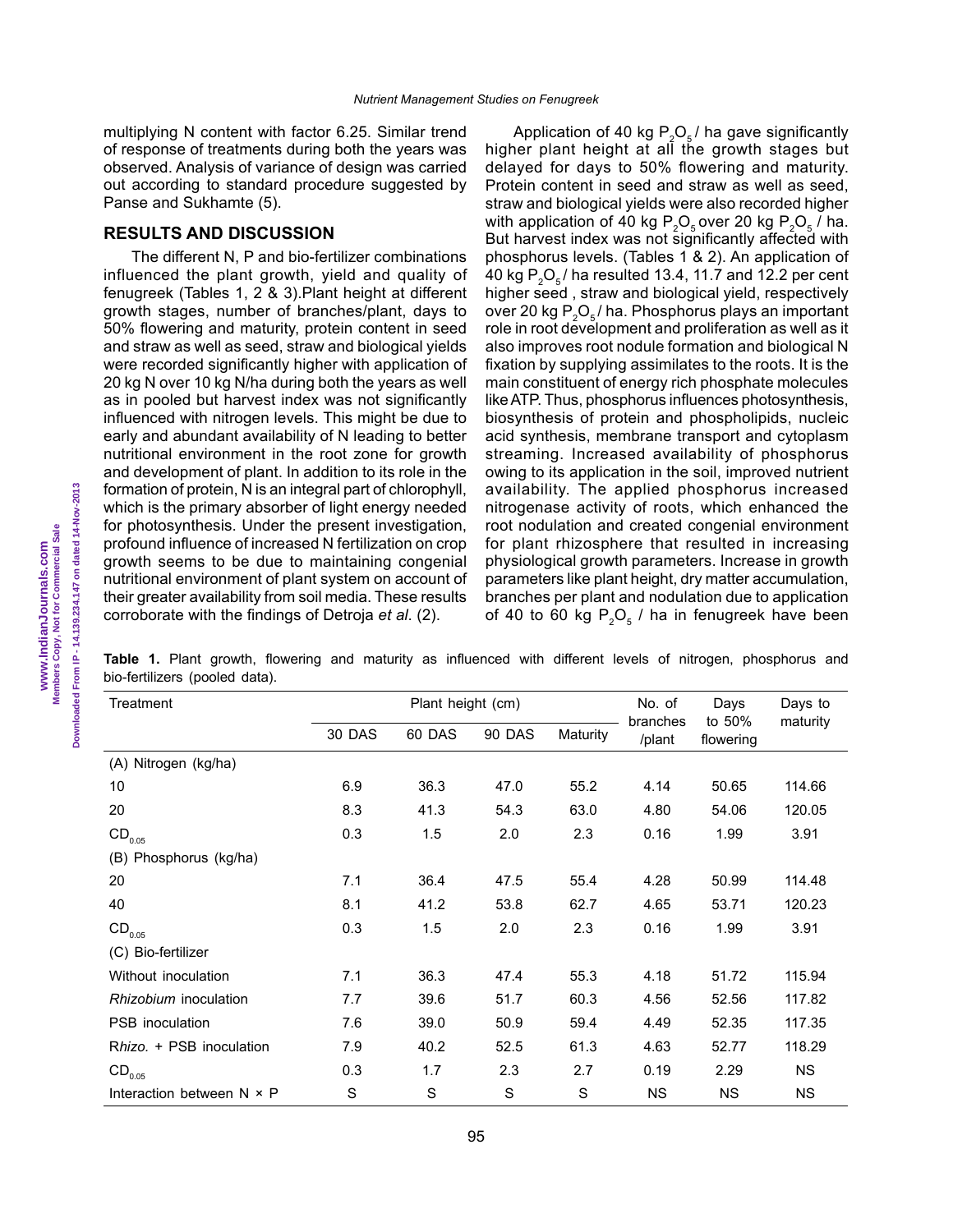multiplying N content with factor 6.25. Similar trend of response of treatments during both the years was observed. Analysis of variance of design was carried out according to standard procedure suggested by Panse and Sukhamte (5).

## RESULTS AND DISCUSSION

The different N, P and bio-fertilizer combinations influenced the plant growth, yield and quality of fenugreek (Tables 1, 2 & 3).Plant height at different growth stages, number of branches/plant, days to 50% flowering and maturity, protein content in seed and straw as well as seed, straw and biological yields were recorded significantly higher with application of 20 kg N over 10 kg N/ha during both the years as well as in pooled but harvest index was not significantly influenced with nitrogen levels. This might be due to early and abundant availability of N leading to better nutritional environment in the root zone for growth and development of plant. In addition to its role in the formation of protein, N is an integral part of chlorophyll, which is the primary absorber of light energy needed for photosynthesis. Under the present investigation, profound influence of increased N fertilization on crop growth seems to be due to maintaining congenial nutritional environment of plant system on account of their greater availability from soil media. These results corroborate with the findings of Detroja *et al*. (2).

Application of 40 kg $P_2O_5$ / ha gave significantly higher plant height at all the growth stages but delayed for days to 50% flowering and maturity. Protein content in seed and straw as well as seed, straw and biological yields were also recorded higher with application of 40 kg $P_2O_5$ over 20 kg $P_2O_5$ / ha. But harvest index was not significantly affected with phosphorus levels. (Tables 1 & 2). An application of 40 kg $P_2O_5$ / ha resulted 13.4, 11.7 and 12.2 per cent higher seed , straw and biological yield, respectively over 20 kg $P_2O_5$ / ha. Phosphorus plays an important role in root development and proliferation as well as it also improves root nodule formation and biological N fixation by supplying assimilates to the roots. It is the main constituent of energy rich phosphate molecules like ATP. Thus, phosphorus influences photosynthesis, biosynthesis of protein and phospholipids, nucleic acid synthesis, membrane transport and cytoplasm streaming. Increased availability of phosphorus owing to its application in the soil, improved nutrient availability. The applied phosphorus increased nitrogenase activity of roots, which enhanced the root nodulation and created congenial environment for plant rhizosphere that resulted in increasing physiological growth parameters. Increase in growth parameters like plant height, dry matter accumulation, branches per plant and nodulation due to application of 40 to 60 kg $P_2O_5$ / ha in fenugreek have been

**Table 1.** Plant growth, flowering and maturity as influenced with different levels of nitrogen, phosphorus and bio-fertilizers (pooled data).

| Treatment | Plant height (cm) | | | | No. of branches /plant | Days to 50% flowering | Days to maturity |
|---|---|---|---|---|---|---|---|
| | 30 DAS | 60 DAS | 90 DAS | Maturity | | | |
| (A) Nitrogen (kg/ha) | | | | | | | |
| 10 | 6.9 | 36.3 | 47.0 | 55.2 | 4.14 | 50.65 | 114.66 |
| 20 | 8.3 | 41.3 | 54.3 | 63.0 | 4.80 | 54.06 | 120.05 |
| $CD_{0.05}$ | 0.3 | 1.5 | 2.0 | 2.3 | 0.16 | 1.99 | 3.91 |
| (B) Phosphorus (kg/ha) | | | | | | | |
| 20 | 7.1 | 36.4 | 47.5 | 55.4 | 4.28 | 50.99 | 114.48 |
| 40 | 8.1 | 41.2 | 53.8 | 62.7 | 4.65 | 53.71 | 120.23 |
| $CD_{0.05}$ | 0.3 | 1.5 | 2.0 | 2.3 | 0.16 | 1.99 | 3.91 |
| (C) Bio-fertilizer | | | | | | | |
| Without inoculation | 7.1 | 36.3 | 47.4 | 55.3 | 4.18 | 51.72 | 115.94 |
| *Rhizobium* inoculation | 7.7 | 39.6 | 51.7 | 60.3 | 4.56 | 52.56 | 117.82 |
| PSB inoculation | 7.6 | 39.0 | 50.9 | 59.4 | 4.49 | 52.35 | 117.35 |
| R*hizo.* + PSB inoculation | 7.9 | 40.2 | 52.5 | 61.3 | 4.63 | 52.77 | 118.29 |
| $CD_{0.05}$ | 0.3 | 1.7 | 2.3 | 2.7 | 0.19 | 2.29 | NS |
| Interaction between N × P | S | S | S | S | NS | NS | NS |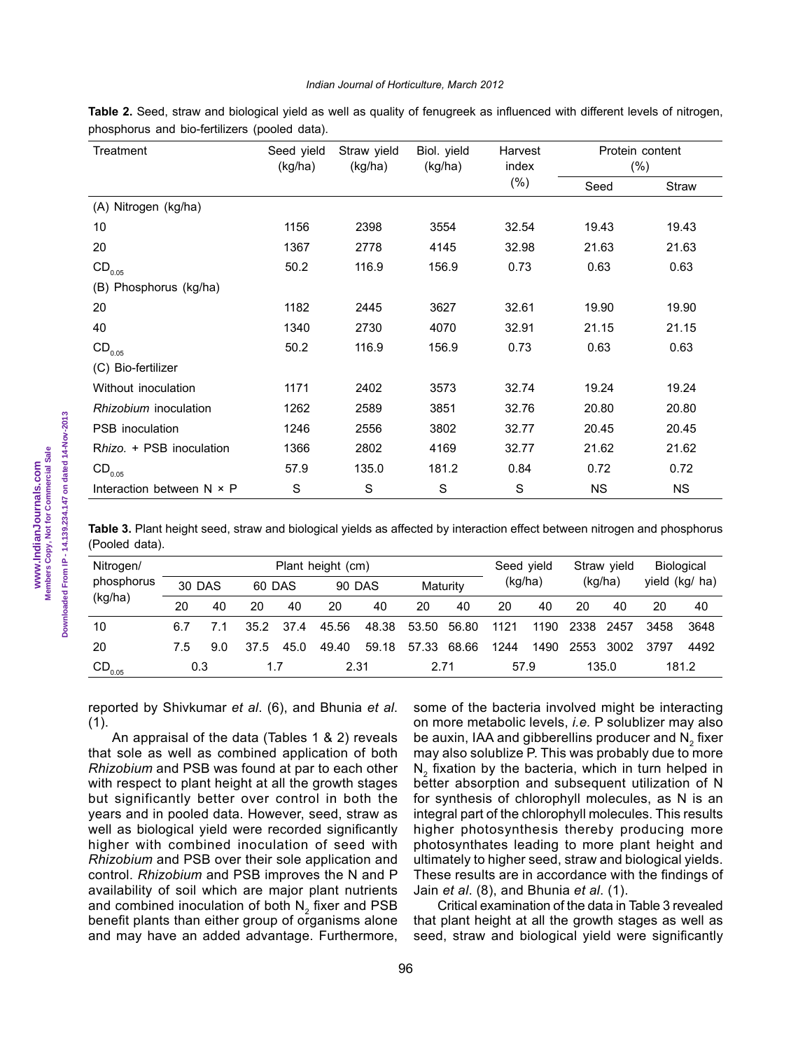**Table 2.** Seed, straw and biological yield as well as quality of fenugreek as influenced with different levels of nitrogen, phosphorus and bio-fertilizers (pooled data).

| Treatment | Seed yield (kg/ha) | Straw yield (kg/ha) | Biol. yield (kg/ha) | Harvest index (%) | Protein content (%) | |
|---|---|---|---|---|---|---|
| | | | | | Seed | Straw |
| (A) Nitrogen (kg/ha) | | | | | | |
| 10 | 1156 | 2398 | 3554 | 32.54 | 19.43 | 19.43 |
| 20 | 1367 | 2778 | 4145 | 32.98 | 21.63 | 21.63 |
| $CD_{0.05}$ | 50.2 | 116.9 | 156.9 | 0.73 | 0.63 | 0.63 |
| (B) Phosphorus (kg/ha) | | | | | | |
| 20 | 1182 | 2445 | 3627 | 32.61 | 19.90 | 19.90 |
| 40 | 1340 | 2730 | 4070 | 32.91 | 21.15 | 21.15 |
| $CD_{0.05}$ | 50.2 | 116.9 | 156.9 | 0.73 | 0.63 | 0.63 |
| (C) Bio-fertilizer | | | | | | |
| Without inoculation | 1171 | 2402 | 3573 | 32.74 | 19.24 | 19.24 |
| *Rhizobium* inoculation | 1262 | 2589 | 3851 | 32.76 | 20.80 | 20.80 |
| PSB inoculation | 1246 | 2556 | 3802 | 32.77 | 20.45 | 20.45 |
| R*hizo.* + PSB inoculation | 1366 | 2802 | 4169 | 32.77 | 21.62 | 21.62 |
| $CD_{0.05}$ | 57.9 | 135.0 | 181.2 | 0.84 | 0.72 | 0.72 |
| Interaction between N × P | S | S | S | S | NS | NS |

**Table 3.** Plant height seed, straw and biological yields as affected by interaction effect between nitrogen and phosphorus (Pooled data).

| Nitrogen/ phosphorus (kg/ha) | Plant height (cm) | | | | | | | | Seed yield (kg/ha) | | Straw yield (kg/ha) | | Biological yield (kg/ ha) | |
|---|---|---|---|---|---|---|---|---|---|---|---|---|---|---|
| | 30 DAS | | 60 DAS | | 90 DAS | | Maturity | | | | | | | |
| | 20 | 40 | 20 | 40 | 20 | 40 | 20 | 40 | 20 | 40 | 20 | 40 | 20 | 40 |
| 10 | 6.7 | 7.1 | 35.2 | 37.4 | 45.56 | 48.38 | 53.50 | 56.80 | 1121 | 1190 | 2338 | 2457 | 3458 | 3648 |
| 20 | 7.5 | 9.0 | 37.5 | 45.0 | 49.40 | 59.18 | 57.33 | 68.66 | 1244 | 1490 | 2553 | 3002 | 3797 | 4492 |
| $CD_{0.05}$ | 0.3 | | 1.7 | | 2.31 | | 2.71 | | 57.9 | | 135.0 | | 181.2 | |

reported by Shivkumar *et al*. (6), and Bhunia *et al*. (1).

An appraisal of the data (Tables 1 & 2) reveals that sole as well as combined application of both *Rhizobium* and PSB was found at par to each other with respect to plant height at all the growth stages but significantly better over control in both the years and in pooled data. However, seed, straw as well as biological yield were recorded significantly higher with combined inoculation of seed with *Rhizobium* and PSB over their sole application and control. *Rhizobium* and PSB improves the N and P availability of soil which are major plant nutrients and combined inoculation of both $N_2$ fixer and PSB benefit plants than either group of organisms alone and may have an added advantage. Furthermore, some of the bacteria involved might be interacting on more metabolic levels, *i.e.* P solublizer may also be auxin, IAA and gibberellins producer and $N_2$ fixer may also solublize P. This was probably due to more $N_2$ fixation by the bacteria, which in turn helped in better absorption and subsequent utilization of N for synthesis of chlorophyll molecules, as N is an integral part of the chlorophyll molecules. This results higher photosynthesis thereby producing more photosynthates leading to more plant height and ultimately to higher seed, straw and biological yields. These results are in accordance with the findings of Jain *et al*. (8), and Bhunia *et al*. (1).

Critical examination of the data in Table 3 revealed that plant height at all the growth stages as well as seed, straw and biological yield were significantly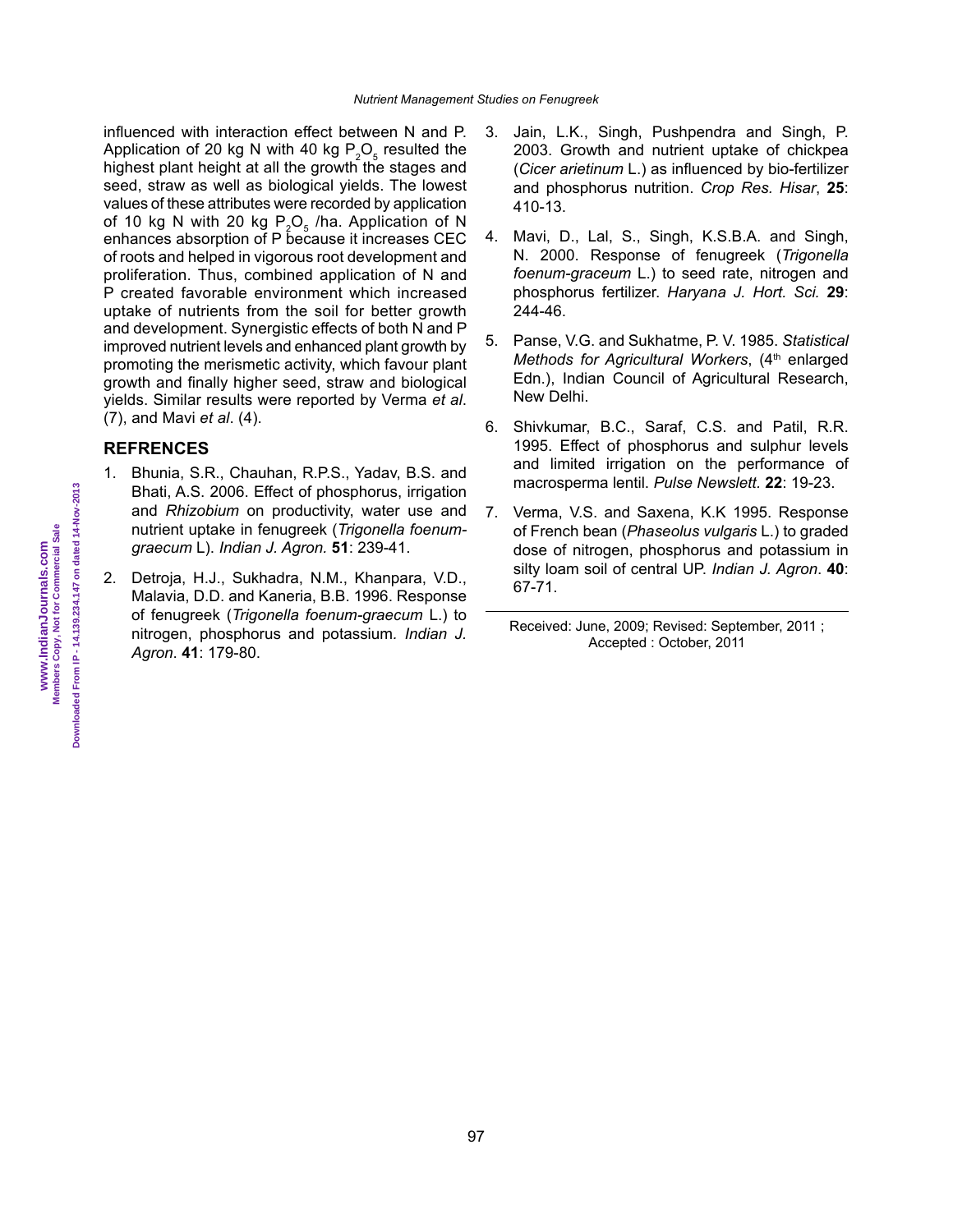influenced with interaction effect between N and P. Application of 20 kg N with 40 kg $P_2O_5$ resulted the highest plant height at all the growth the stages and seed, straw as well as biological yields. The lowest values of these attributes were recorded by application of 10 kg N with 20 kg $P_2O_5$ /ha. Application of N enhances absorption of P because it increases CEC of roots and helped in vigorous root development and proliferation. Thus, combined application of N and P created favorable environment which increased uptake of nutrients from the soil for better growth and development. Synergistic effects of both N and P improved nutrient levels and enhanced plant growth by promoting the merismetic activity, which favour plant growth and finally higher seed, straw and biological yields. Similar results were reported by Verma *et al*. (7), and Mavi *et al*. (4).

## REFRENCES

1. Bhunia, S.R., Chauhan, R.P.S., Yadav, B.S. and Bhati, A.S. 2006. Effect of phosphorus, irrigation and *Rhizobium* on productivity, water use and nutrient uptake in fenugreek (*Trigonella foenum-graecum* L). *Indian J. Agron.* **51**: 239-41.
2. Detroja, H.J., Sukhadra, N.M., Khanpara, V.D., Malavia, D.D. and Kaneria, B.B. 1996. Response of fenugreek (*Trigonella foenum-graecum* L.) to nitrogen, phosphorus and potassium. *Indian J. Agron*. **41**: 179-80.
3. Jain, L.K., Singh, Pushpendra and Singh, P. 2003. Growth and nutrient uptake of chickpea (*Cicer arietinum* L.) as influenced by bio-fertilizer and phosphorus nutrition. *Crop Res. Hisar*, **25**: 410-13.
4. Mavi, D., Lal, S., Singh, K.S.B.A. and Singh, N. 2000. Response of fenugreek (*Trigonella foenum-graceum* L.) to seed rate, nitrogen and phosphorus fertilizer. *Haryana J. Hort. Sci.* **29**: 244-46.
5. Panse, V.G. and Sukhatme, P. V. 1985. *Statistical Methods for Agricultural Workers*, (4th enlarged Edn.), Indian Council of Agricultural Research, New Delhi.
6. Shivkumar, B.C., Saraf, C.S. and Patil, R.R. 1995. Effect of phosphorus and sulphur levels and limited irrigation on the performance of macrosperma lentil. *Pulse Newslett.* **22**: 19-23.
7. Verma, V.S. and Saxena, K.K 1995. Response of French bean (*Phaseolus vulgaris* L.) to graded dose of nitrogen, phosphorus and potassium in silty loam soil of central UP. *Indian J. Agron*. **40**: 67-71.

---

Received: June, 2009; Revised: September, 2011 ; Accepted : October, 2011